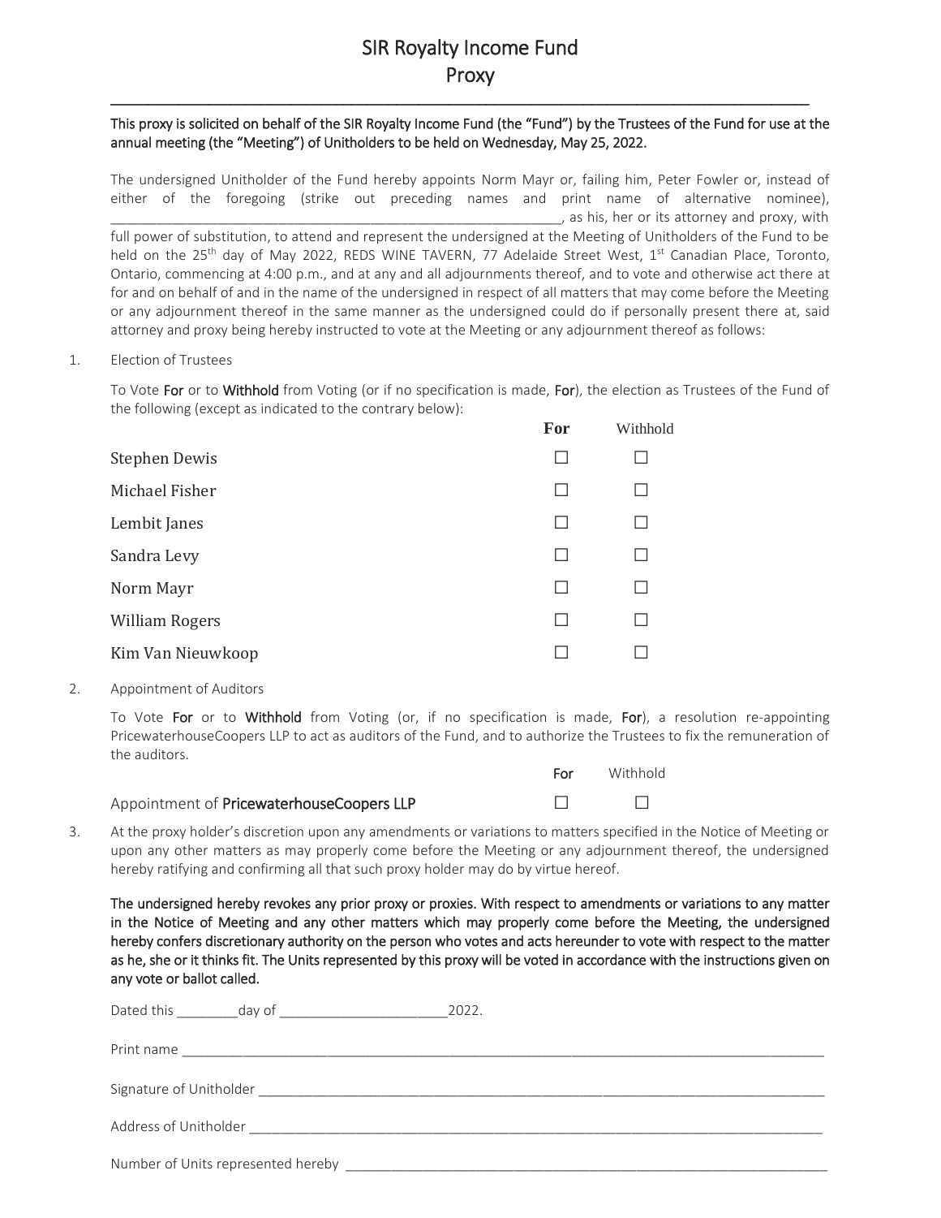# SIR Royalty Income Fund
## Proxy

**This proxy is solicited on behalf of the SIR Royalty Income Fund (the "Fund") by the Trustees of the Fund for use at the annual meeting (the "Meeting") of Unitholders to be held on Wednesday, May 25, 2022.**

The undersigned Unitholder of the Fund hereby appoints Norm Mayr or, failing him, Peter Fowler or, instead of either of the foregoing (strike out preceding names and print name of alternative nominee), ______________________________________________________________, as his, her or its attorney and proxy, with full power of substitution, to attend and represent the undersigned at the Meeting of Unitholders of the Fund to be held on the 25th day of May 2022, REDS WINE TAVERN, 77 Adelaide Street West, 1st Canadian Place, Toronto, Ontario, commencing at 4:00 p.m., and at any and all adjournments thereof, and to vote and otherwise act there at for and on behalf of and in the name of the undersigned in respect of all matters that may come before the Meeting or any adjournment thereof in the same manner as the undersigned could do if personally present there at, said attorney and proxy being hereby instructed to vote at the Meeting or any adjournment thereof as follows:

1. Election of Trustees

   To Vote **For** or to **Withhold** from Voting (or if no specification is made, **For**), the election as Trustees of the Fund of the following (except as indicated to the contrary below):

| | **For** | Withhold |
|---|---|---|
| Stephen Dewis | ☐ | ☐ |
| Michael Fisher | ☐ | ☐ |
| Lembit Janes | ☐ | ☐ |
| Sandra Levy | ☐ | ☐ |
| Norm Mayr | ☐ | ☐ |
| William Rogers | ☐ | ☐ |
| Kim Van Nieuwkoop | ☐ | ☐ |

2. Appointment of Auditors

   To Vote **For** or to **Withhold** from Voting (or, if no specification is made, **For**), a resolution re-appointing PricewaterhouseCoopers LLP to act as auditors of the Fund, and to authorize the Trustees to fix the remuneration of the auditors.

| | For | Withhold |
|---|---|---|
| Appointment of **PricewaterhouseCoopers LLP** | ☐ | ☐ |

3. At the proxy holder's discretion upon any amendments or variations to matters specified in the Notice of Meeting or upon any other matters as may properly come before the Meeting or any adjournment thereof, the undersigned hereby ratifying and confirming all that such proxy holder may do by virtue hereof.

**The undersigned hereby revokes any prior proxy or proxies. With respect to amendments or variations to any matter in the Notice of Meeting and any other matters which may properly come before the Meeting, the undersigned hereby confers discretionary authority on the person who votes and acts hereunder to vote with respect to the matter as he, she or it thinks fit. The Units represented by this proxy will be voted in accordance with the instructions given on any vote or ballot called.**

Dated this ________day of ______________________2022.

Print name ____________________________________________________________________________

Signature of Unitholder _________________________________________________________________

Address of Unitholder __________________________________________________________________

Number of Units represented hereby ______________________________________________________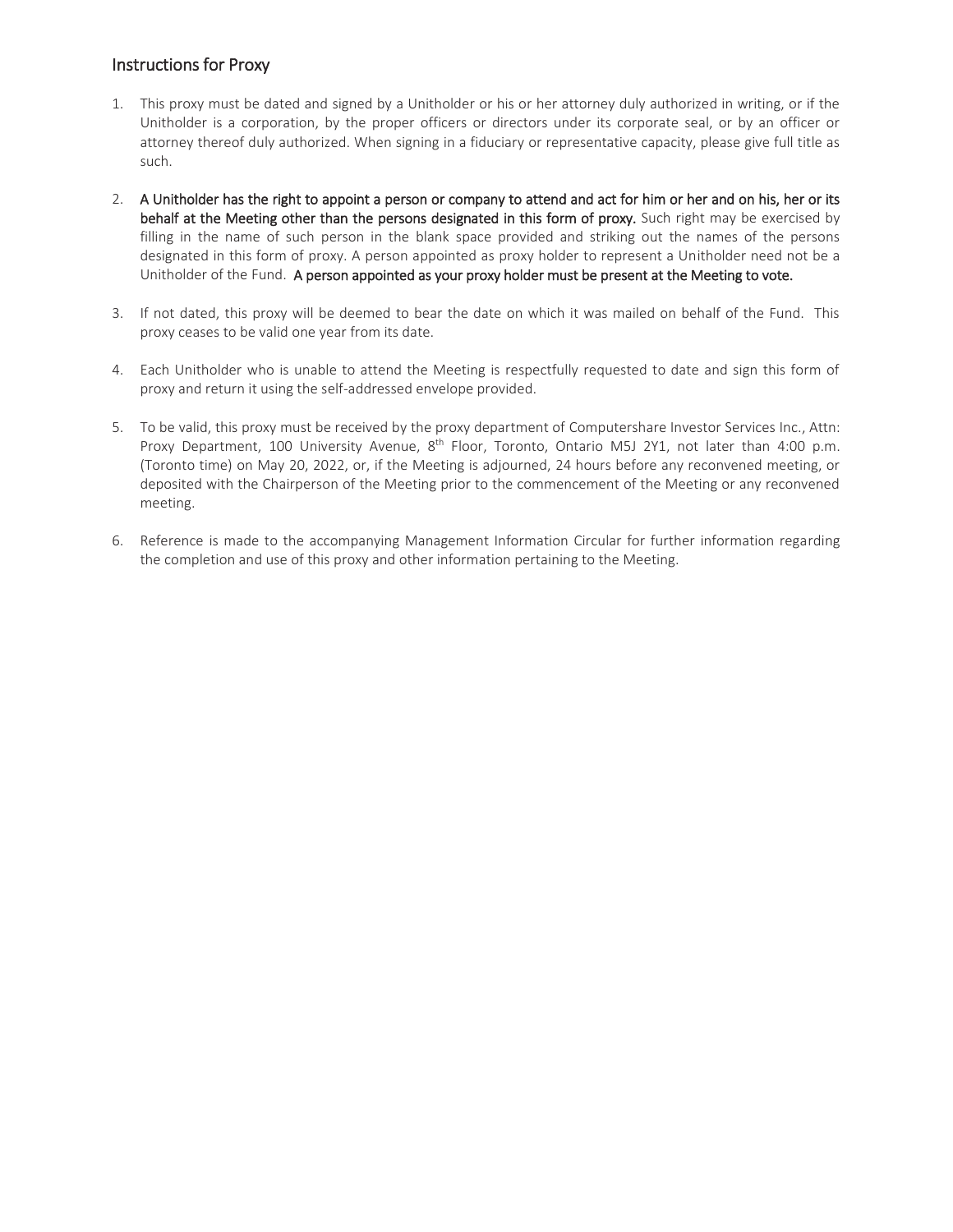## Instructions for Proxy

1. This proxy must be dated and signed by a Unitholder or his or her attorney duly authorized in writing, or if the Unitholder is a corporation, by the proper officers or directors under its corporate seal, or by an officer or attorney thereof duly authorized. When signing in a fiduciary or representative capacity, please give full title as such.

2. **A Unitholder has the right to appoint a person or company to attend and act for him or her and on his, her or its behalf at the Meeting other than the persons designated in this form of proxy.** Such right may be exercised by filling in the name of such person in the blank space provided and striking out the names of the persons designated in this form of proxy. A person appointed as proxy holder to represent a Unitholder need not be a Unitholder of the Fund. **A person appointed as your proxy holder must be present at the Meeting to vote.**

3. If not dated, this proxy will be deemed to bear the date on which it was mailed on behalf of the Fund. This proxy ceases to be valid one year from its date.

4. Each Unitholder who is unable to attend the Meeting is respectfully requested to date and sign this form of proxy and return it using the self-addressed envelope provided.

5. To be valid, this proxy must be received by the proxy department of Computershare Investor Services Inc., Attn: Proxy Department, 100 University Avenue, 8th Floor, Toronto, Ontario M5J 2Y1, not later than 4:00 p.m. (Toronto time) on May 20, 2022, or, if the Meeting is adjourned, 24 hours before any reconvened meeting, or deposited with the Chairperson of the Meeting prior to the commencement of the Meeting or any reconvened meeting.

6. Reference is made to the accompanying Management Information Circular for further information regarding the completion and use of this proxy and other information pertaining to the Meeting.